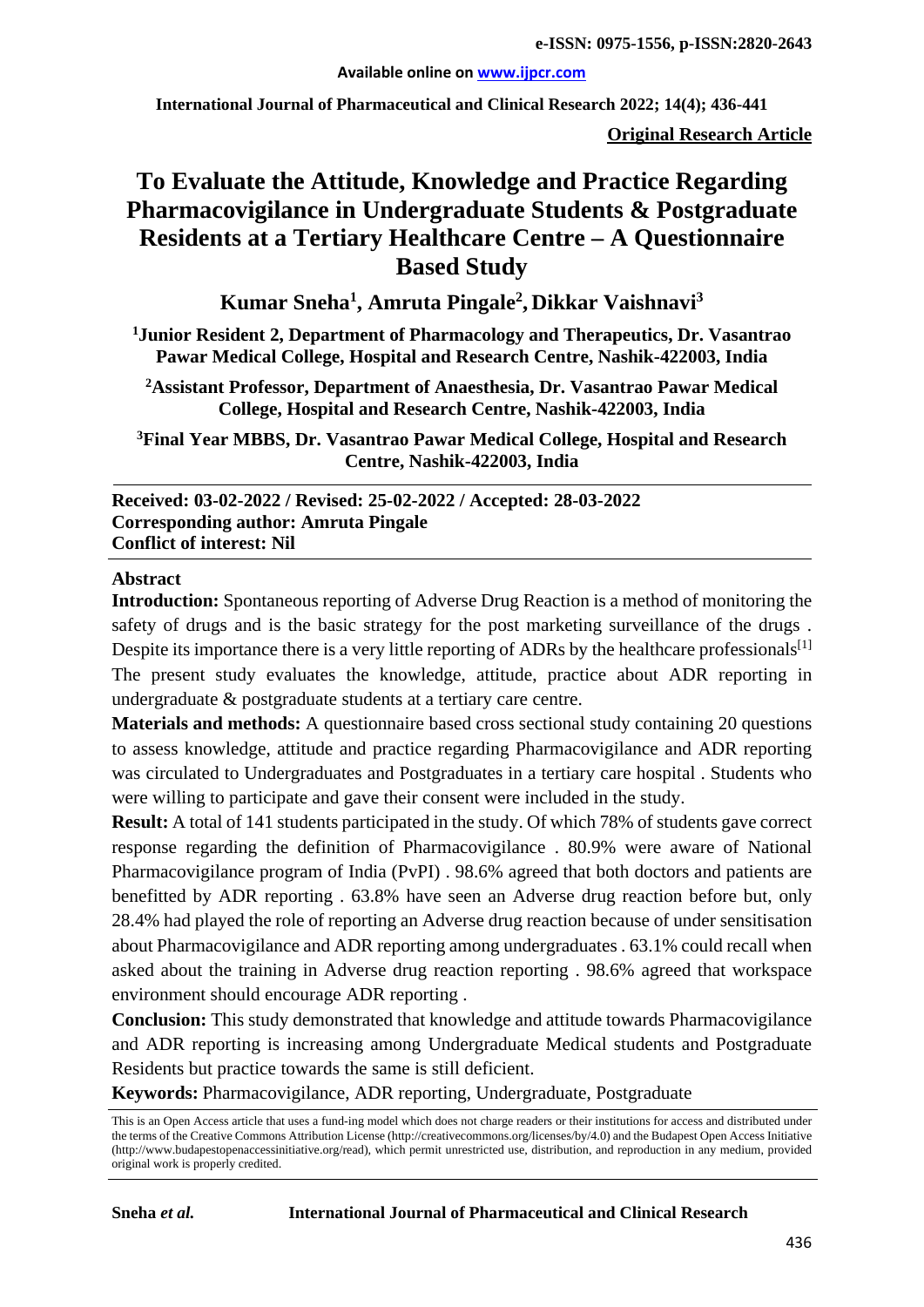**Original Research Article**

# To Evaluate the Attitude, Knowledge and Practice Regarding Pharmacovigilance in Undergraduate Students & Postgraduate Residents at a Tertiary Healthcare Centre – A Questionnaire Based Study

**Kumar Sneha[1], Amruta Pingale[2], Dikkar Vaishnavi[3]**

[1]Junior Resident 2, Department of Pharmacology and Therapeutics, Dr. Vasantrao Pawar Medical College, Hospital and Research Centre, Nashik-422003, India

[2]Assistant Professor, Department of Anaesthesia, Dr. Vasantrao Pawar Medical College, Hospital and Research Centre, Nashik-422003, India

[3]Final Year MBBS, Dr. Vasantrao Pawar Medical College, Hospital and Research Centre, Nashik-422003, India

**Received: 03-02-2022 / Revised: 25-02-2022 / Accepted: 28-03-2022**
**Corresponding author: Amruta Pingale**
**Conflict of interest: Nil**

## Abstract

**Introduction:** Spontaneous reporting of Adverse Drug Reaction is a method of monitoring the safety of drugs and is the basic strategy for the post marketing surveillance of the drugs . Despite its importance there is a very little reporting of ADRs by the healthcare professionals[1] The present study evaluates the knowledge, attitude, practice about ADR reporting in undergraduate & postgraduate students at a tertiary care centre.

**Materials and methods:** A questionnaire based cross sectional study containing 20 questions to assess knowledge, attitude and practice regarding Pharmacovigilance and ADR reporting was circulated to Undergraduates and Postgraduates in a tertiary care hospital . Students who were willing to participate and gave their consent were included in the study.

**Result:** A total of 141 students participated in the study. Of which 78% of students gave correct response regarding the definition of Pharmacovigilance . 80.9% were aware of National Pharmacovigilance program of India (PvPI) . 98.6% agreed that both doctors and patients are benefitted by ADR reporting . 63.8% have seen an Adverse drug reaction before but, only 28.4% had played the role of reporting an Adverse drug reaction because of under sensitisation about Pharmacovigilance and ADR reporting among undergraduates . 63.1% could recall when asked about the training in Adverse drug reaction reporting . 98.6% agreed that workspace environment should encourage ADR reporting .

**Conclusion:** This study demonstrated that knowledge and attitude towards Pharmacovigilance and ADR reporting is increasing among Undergraduate Medical students and Postgraduate Residents but practice towards the same is still deficient.

**Keywords:** Pharmacovigilance, ADR reporting, Undergraduate, Postgraduate

This is an Open Access article that uses a fund-ing model which does not charge readers or their institutions for access and distributed under the terms of the Creative Commons Attribution License (http://creativecommons.org/licenses/by/4.0) and the Budapest Open Access Initiative (http://www.budapestopenaccessinitiative.org/read), which permit unrestricted use, distribution, and reproduction in any medium, provided original work is properly credited.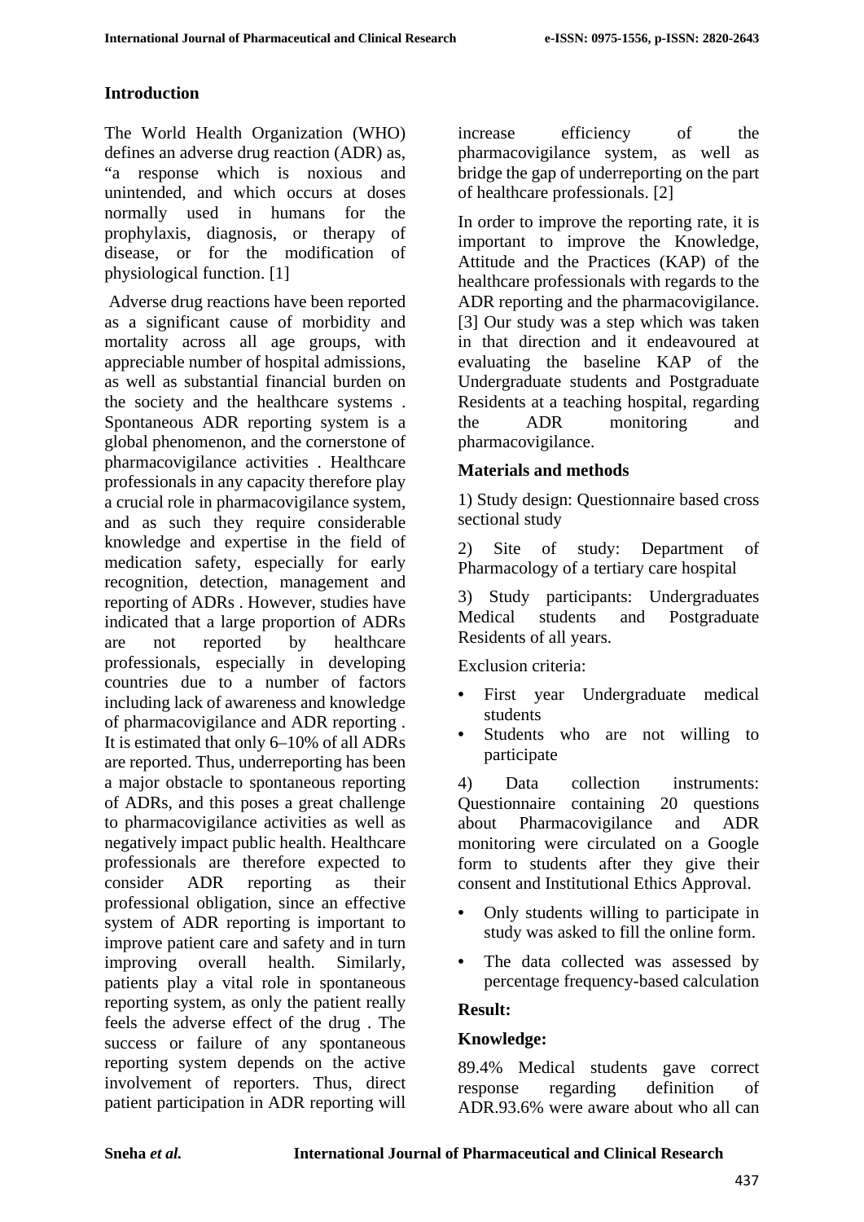## Introduction

The World Health Organization (WHO) defines an adverse drug reaction (ADR) as, "a response which is noxious and unintended, and which occurs at doses normally used in humans for the prophylaxis, diagnosis, or therapy of disease, or for the modification of physiological function. [1]

Adverse drug reactions have been reported as a significant cause of morbidity and mortality across all age groups, with appreciable number of hospital admissions, as well as substantial financial burden on the society and the healthcare systems . Spontaneous ADR reporting system is a global phenomenon, and the cornerstone of pharmacovigilance activities . Healthcare professionals in any capacity therefore play a crucial role in pharmacovigilance system, and as such they require considerable knowledge and expertise in the field of medication safety, especially for early recognition, detection, management and reporting of ADRs . However, studies have indicated that a large proportion of ADRs are not reported by healthcare professionals, especially in developing countries due to a number of factors including lack of awareness and knowledge of pharmacovigilance and ADR reporting . It is estimated that only 6–10% of all ADRs are reported. Thus, underreporting has been a major obstacle to spontaneous reporting of ADRs, and this poses a great challenge to pharmacovigilance activities as well as negatively impact public health. Healthcare professionals are therefore expected to consider ADR reporting as their professional obligation, since an effective system of ADR reporting is important to improve patient care and safety and in turn improving overall health. Similarly, patients play a vital role in spontaneous reporting system, as only the patient really feels the adverse effect of the drug . The success or failure of any spontaneous reporting system depends on the active involvement of reporters. Thus, direct patient participation in ADR reporting will increase efficiency of the pharmacovigilance system, as well as bridge the gap of underreporting on the part of healthcare professionals. [2]

In order to improve the reporting rate, it is important to improve the Knowledge, Attitude and the Practices (KAP) of the healthcare professionals with regards to the ADR reporting and the pharmacovigilance. [3] Our study was a step which was taken in that direction and it endeavoured at evaluating the baseline KAP of the Undergraduate students and Postgraduate Residents at a teaching hospital, regarding the ADR monitoring and pharmacovigilance.

## Materials and methods

1) Study design: Questionnaire based cross sectional study

2) Site of study: Department of Pharmacology of a tertiary care hospital

3) Study participants: Undergraduates Medical students and Postgraduate Residents of all years.

Exclusion criteria:

- First year Undergraduate medical students
- Students who are not willing to participate

4) Data collection instruments: Questionnaire containing 20 questions about Pharmacovigilance and ADR monitoring were circulated on a Google form to students after they give their consent and Institutional Ethics Approval.

- Only students willing to participate in study was asked to fill the online form.
- The data collected was assessed by percentage frequency-based calculation

## Result:

### Knowledge:

89.4% Medical students gave correct response regarding definition of ADR.93.6% were aware about who all can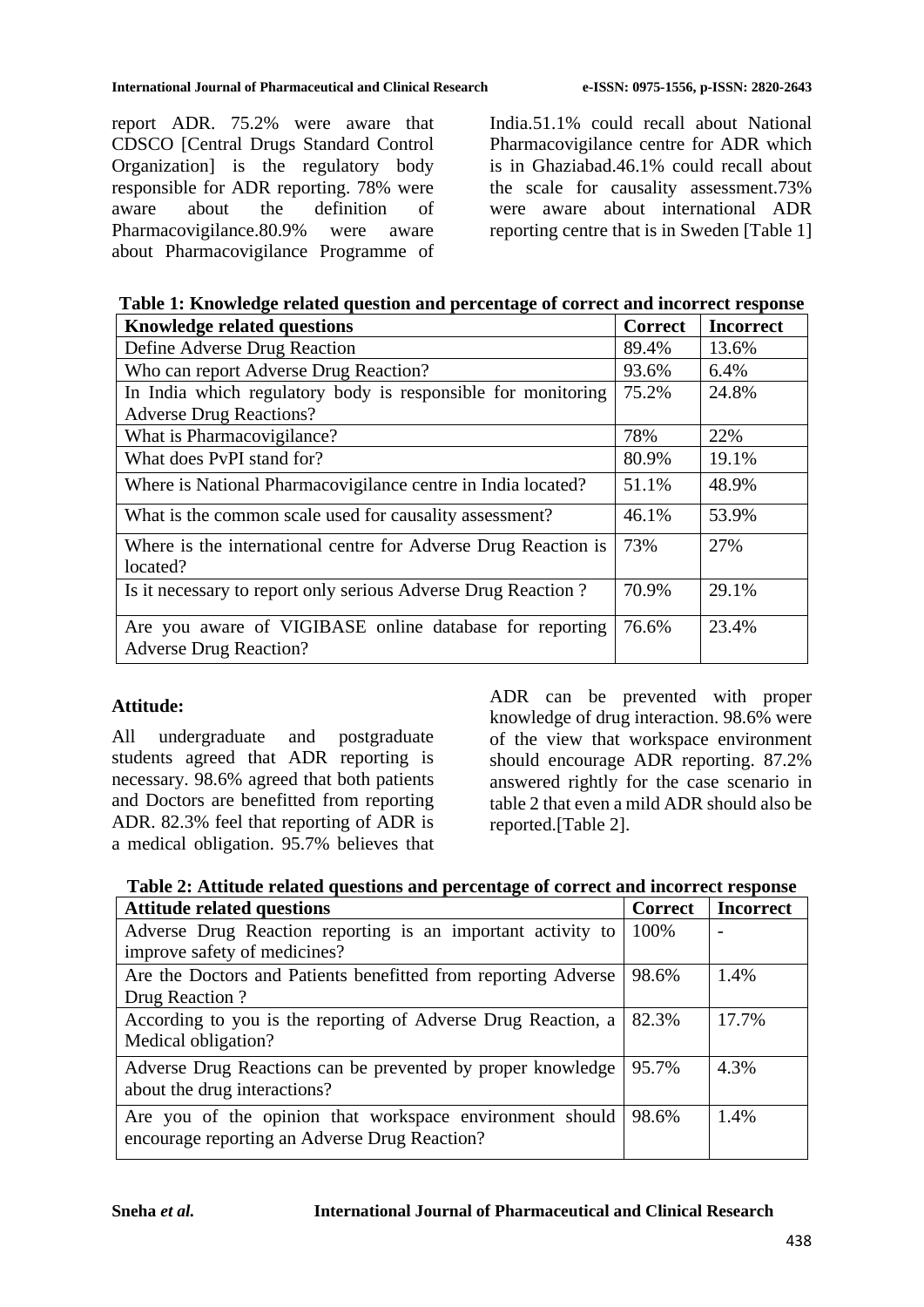report ADR. 75.2% were aware that CDSCO [Central Drugs Standard Control Organization] is the regulatory body responsible for ADR reporting. 78% were aware about the definition of Pharmacovigilance.80.9% were aware about Pharmacovigilance Programme of India.51.1% could recall about National Pharmacovigilance centre for ADR which is in Ghaziabad.46.1% could recall about the scale for causality assessment.73% were aware about international ADR reporting centre that is in Sweden [Table 1]

**Table 1: Knowledge related question and percentage of correct and incorrect response**

| Knowledge related questions | Correct | Incorrect |
|---|---|---|
| Define Adverse Drug Reaction | 89.4% | 13.6% |
| Who can report Adverse Drug Reaction? | 93.6% | 6.4% |
| In India which regulatory body is responsible for monitoring Adverse Drug Reactions? | 75.2% | 24.8% |
| What is Pharmacovigilance? | 78% | 22% |
| What does PvPI stand for? | 80.9% | 19.1% |
| Where is National Pharmacovigilance centre in India located? | 51.1% | 48.9% |
| What is the common scale used for causality assessment? | 46.1% | 53.9% |
| Where is the international centre for Adverse Drug Reaction is located? | 73% | 27% |
| Is it necessary to report only serious Adverse Drug Reaction ? | 70.9% | 29.1% |
| Are you aware of VIGIBASE online database for reporting Adverse Drug Reaction? | 76.6% | 23.4% |

### Attitude:

All undergraduate and postgraduate students agreed that ADR reporting is necessary. 98.6% agreed that both patients and Doctors are benefitted from reporting ADR. 82.3% feel that reporting of ADR is a medical obligation. 95.7% believes that ADR can be prevented with proper knowledge of drug interaction. 98.6% were of the view that workspace environment should encourage ADR reporting. 87.2% answered rightly for the case scenario in table 2 that even a mild ADR should also be reported.[Table 2].

**Table 2: Attitude related questions and percentage of correct and incorrect response**

| Attitude related questions | Correct | Incorrect |
|---|---|---|
| Adverse Drug Reaction reporting is an important activity to improve safety of medicines? | 100% | - |
| Are the Doctors and Patients benefitted from reporting Adverse Drug Reaction ? | 98.6% | 1.4% |
| According to you is the reporting of Adverse Drug Reaction, a Medical obligation? | 82.3% | 17.7% |
| Adverse Drug Reactions can be prevented by proper knowledge about the drug interactions? | 95.7% | 4.3% |
| Are you of the opinion that workspace environment should encourage reporting an Adverse Drug Reaction? | 98.6% | 1.4% |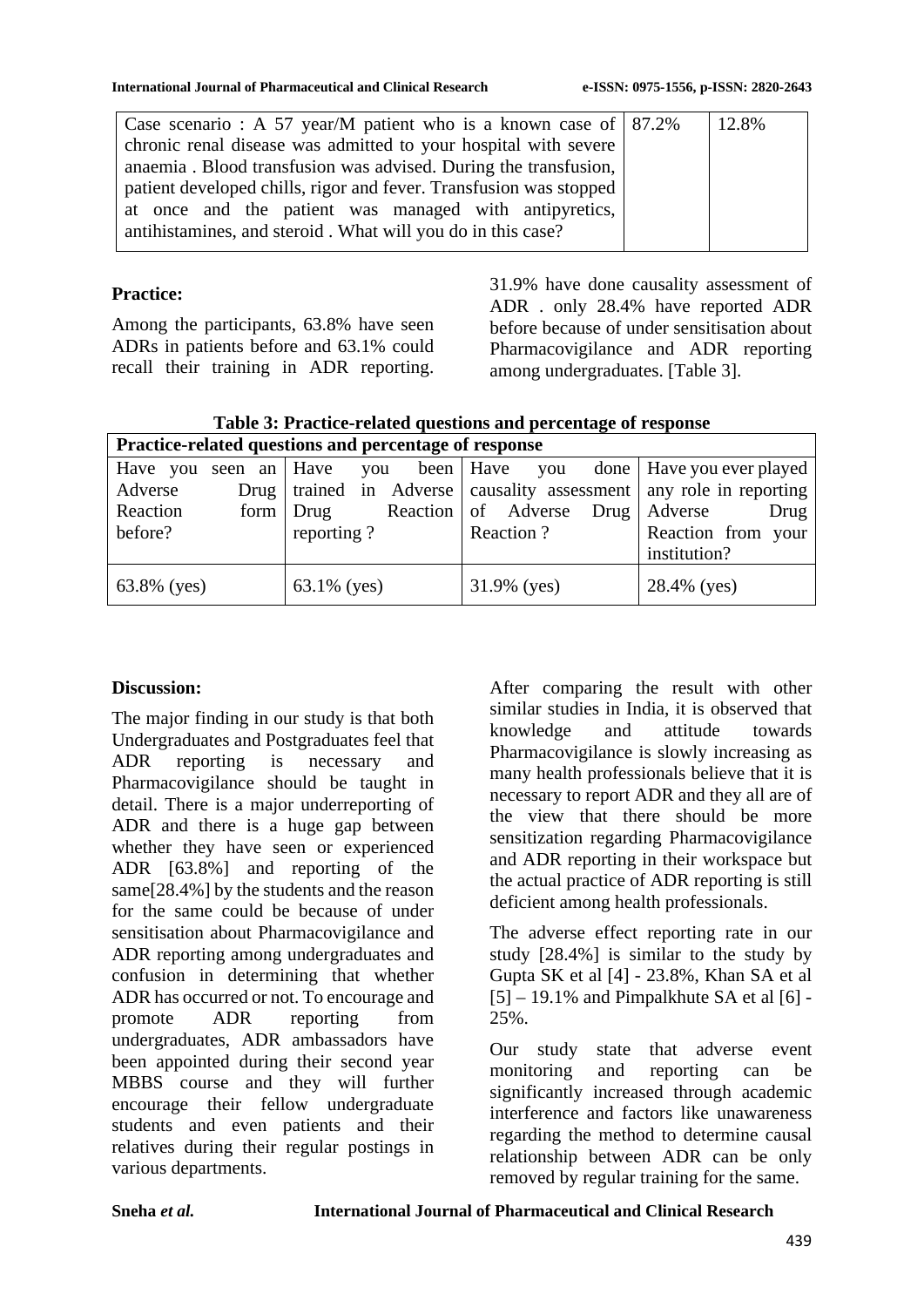| | | |
|---|---|---|
| Case scenario : A 57 year/M patient who is a known case of chronic renal disease was admitted to your hospital with severe anaemia . Blood transfusion was advised. During the transfusion, patient developed chills, rigor and fever. Transfusion was stopped at once and the patient was managed with antipyretics, antihistamines, and steroid . What will you do in this case? | 87.2% | 12.8% |

**Practice:**

Among the participants, 63.8% have seen ADRs in patients before and 63.1% could recall their training in ADR reporting. 31.9% have done causality assessment of ADR . only 28.4% have reported ADR before because of under sensitisation about Pharmacovigilance and ADR reporting among undergraduates. [Table 3].

**Table 3: Practice-related questions and percentage of response**

| Practice-related questions and percentage of response | | | |
|---|---|---|---|
| Have you seen an Adverse Drug Reaction form before? | Have you been trained in Adverse Drug Reaction reporting ? | Have you done causality assessment of Adverse Drug Reaction ? | Have you ever played any role in reporting Adverse Drug Reaction from your institution? |
| 63.8% (yes) | 63.1% (yes) | 31.9% (yes) | 28.4% (yes) |

**Discussion:**

The major finding in our study is that both Undergraduates and Postgraduates feel that ADR reporting is necessary and Pharmacovigilance should be taught in detail. There is a major underreporting of ADR and there is a huge gap between whether they have seen or experienced ADR [63.8%] and reporting of the same[28.4%] by the students and the reason for the same could be because of under sensitisation about Pharmacovigilance and ADR reporting among undergraduates and confusion in determining that whether ADR has occurred or not. To encourage and promote ADR reporting from undergraduates, ADR ambassadors have been appointed during their second year MBBS course and they will further encourage their fellow undergraduate students and even patients and their relatives during their regular postings in various departments.

After comparing the result with other similar studies in India, it is observed that knowledge and attitude towards Pharmacovigilance is slowly increasing as many health professionals believe that it is necessary to report ADR and they all are of the view that there should be more sensitization regarding Pharmacovigilance and ADR reporting in their workspace but the actual practice of ADR reporting is still deficient among health professionals.

The adverse effect reporting rate in our study [28.4%] is similar to the study by Gupta SK et al [4] - 23.8%, Khan SA et al [5] – 19.1% and Pimpalkhute SA et al [6] - 25%.

Our study state that adverse event monitoring and reporting can be significantly increased through academic interference and factors like unawareness regarding the method to determine causal relationship between ADR can be only removed by regular training for the same.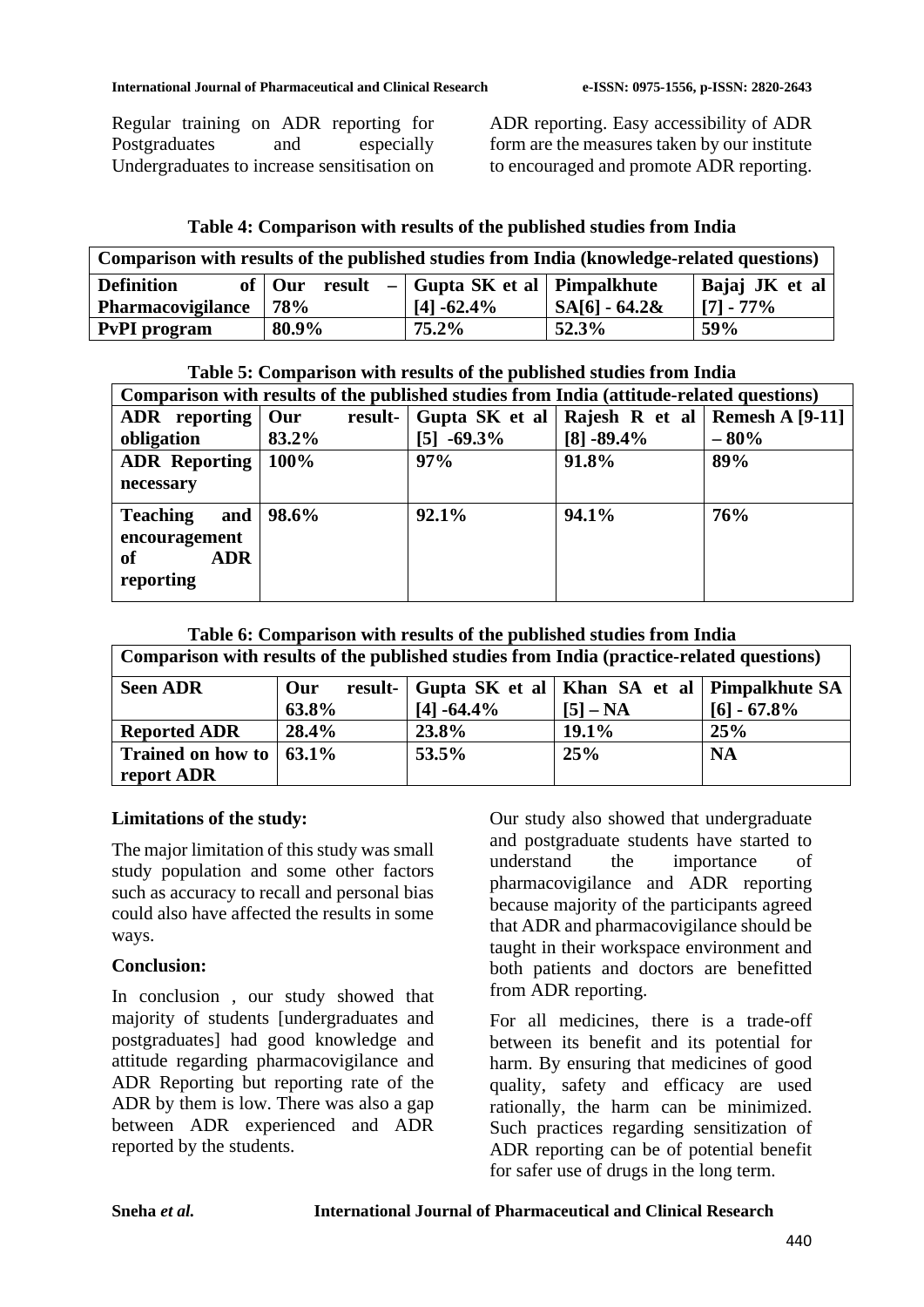Regular training on ADR reporting for Postgraduates and especially Undergraduates to increase sensitisation on ADR reporting. Easy accessibility of ADR form are the measures taken by our institute to encouraged and promote ADR reporting.

**Table 4: Comparison with results of the published studies from India**

| Comparison with results of the published studies from India (knowledge-related questions) | | | | |
|---|---|---|---|---|
| **Definition of Pharmacovigilance** | **Our result – 78%** | **Gupta SK et al [4] -62.4%** | **Pimpalkhute SA[6] - 64.2&** | **Bajaj JK et al [7] - 77%** |
| **PvPI program** | **80.9%** | **75.2%** | **52.3%** | **59%** |

**Table 5: Comparison with results of the published studies from India**

| Comparison with results of the published studies from India (attitude-related questions) | | | | |
|---|---|---|---|---|
| **ADR reporting obligation** | **Our result- 83.2%** | **Gupta SK et al [5] -69.3%** | **Rajesh R et al [8] -89.4%** | **Remesh A [9-11] – 80%** |
| **ADR Reporting necessary** | **100%** | **97%** | **91.8%** | **89%** |
| **Teaching and encouragement of ADR reporting** | **98.6%** | **92.1%** | **94.1%** | **76%** |

**Table 6: Comparison with results of the published studies from India**

| Comparison with results of the published studies from India (practice-related questions) | | | | |
|---|---|---|---|---|
| **Seen ADR** | **Our result- 63.8%** | **Gupta SK et al [4] -64.4%** | **Khan SA et al [5] – NA** | **Pimpalkhute SA [6] - 67.8%** |
| **Reported ADR** | **28.4%** | **23.8%** | **19.1%** | **25%** |
| **Trained on how to report ADR** | **63.1%** | **53.5%** | **25%** | **NA** |

**Limitations of the study:**

The major limitation of this study was small study population and some other factors such as accuracy to recall and personal bias could also have affected the results in some ways.

**Conclusion:**

In conclusion , our study showed that majority of students [undergraduates and postgraduates] had good knowledge and attitude regarding pharmacovigilance and ADR Reporting but reporting rate of the ADR by them is low. There was also a gap between ADR experienced and ADR reported by the students.

Our study also showed that undergraduate and postgraduate students have started to understand the importance of pharmacovigilance and ADR reporting because majority of the participants agreed that ADR and pharmacovigilance should be taught in their workspace environment and both patients and doctors are benefitted from ADR reporting.

For all medicines, there is a trade-off between its benefit and its potential for harm. By ensuring that medicines of good quality, safety and efficacy are used rationally, the harm can be minimized. Such practices regarding sensitization of ADR reporting can be of potential benefit for safer use of drugs in the long term.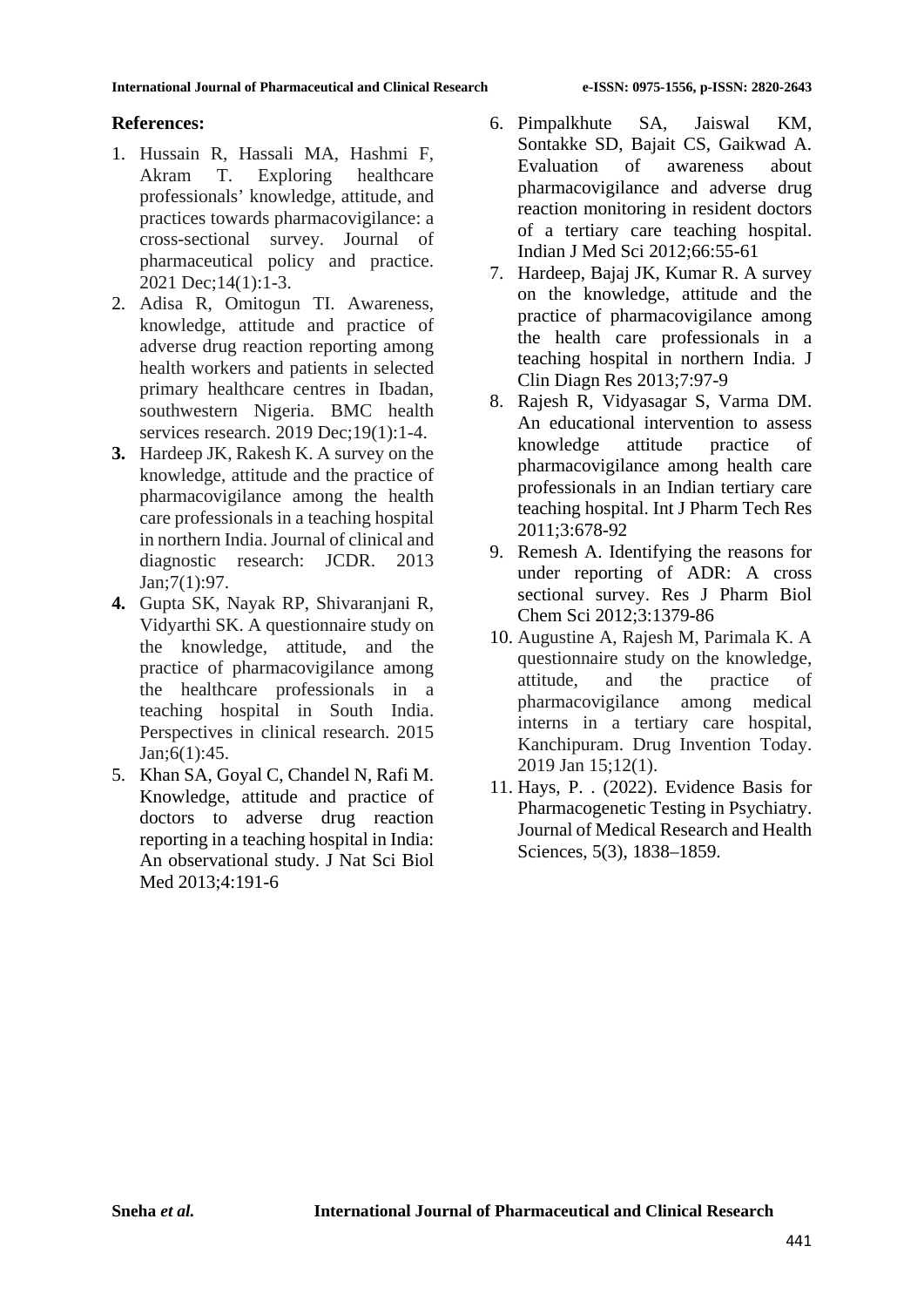## References:

1. Hussain R, Hassali MA, Hashmi F, Akram T. Exploring healthcare professionals' knowledge, attitude, and practices towards pharmacovigilance: a cross-sectional survey. Journal of pharmaceutical policy and practice. 2021 Dec;14(1):1-3.
2. Adisa R, Omitogun TI. Awareness, knowledge, attitude and practice of adverse drug reaction reporting among health workers and patients in selected primary healthcare centres in Ibadan, southwestern Nigeria. BMC health services research. 2019 Dec;19(1):1-4.
3. Hardeep JK, Rakesh K. A survey on the knowledge, attitude and the practice of pharmacovigilance among the health care professionals in a teaching hospital in northern India. Journal of clinical and diagnostic research: JCDR. 2013 Jan;7(1):97.
4. Gupta SK, Nayak RP, Shivaranjani R, Vidyarthi SK. A questionnaire study on the knowledge, attitude, and the practice of pharmacovigilance among the healthcare professionals in a teaching hospital in South India. Perspectives in clinical research. 2015 Jan;6(1):45.
5. Khan SA, Goyal C, Chandel N, Rafi M. Knowledge, attitude and practice of doctors to adverse drug reaction reporting in a teaching hospital in India: An observational study. J Nat Sci Biol Med 2013;4:191-6
6. Pimpalkhute SA, Jaiswal KM, Sontakke SD, Bajait CS, Gaikwad A. Evaluation of awareness about pharmacovigilance and adverse drug reaction monitoring in resident doctors of a tertiary care teaching hospital. Indian J Med Sci 2012;66:55-61
7. Hardeep, Bajaj JK, Kumar R. A survey on the knowledge, attitude and the practice of pharmacovigilance among the health care professionals in a teaching hospital in northern India. J Clin Diagn Res 2013;7:97-9
8. Rajesh R, Vidyasagar S, Varma DM. An educational intervention to assess knowledge attitude practice of pharmacovigilance among health care professionals in an Indian tertiary care teaching hospital. Int J Pharm Tech Res 2011;3:678-92
9. Remesh A. Identifying the reasons for under reporting of ADR: A cross sectional survey. Res J Pharm Biol Chem Sci 2012;3:1379-86
10. Augustine A, Rajesh M, Parimala K. A questionnaire study on the knowledge, attitude, and the practice of pharmacovigilance among medical interns in a tertiary care hospital, Kanchipuram. Drug Invention Today. 2019 Jan 15;12(1).
11. Hays, P. . (2022). Evidence Basis for Pharmacogenetic Testing in Psychiatry. Journal of Medical Research and Health Sciences, 5(3), 1838–1859.